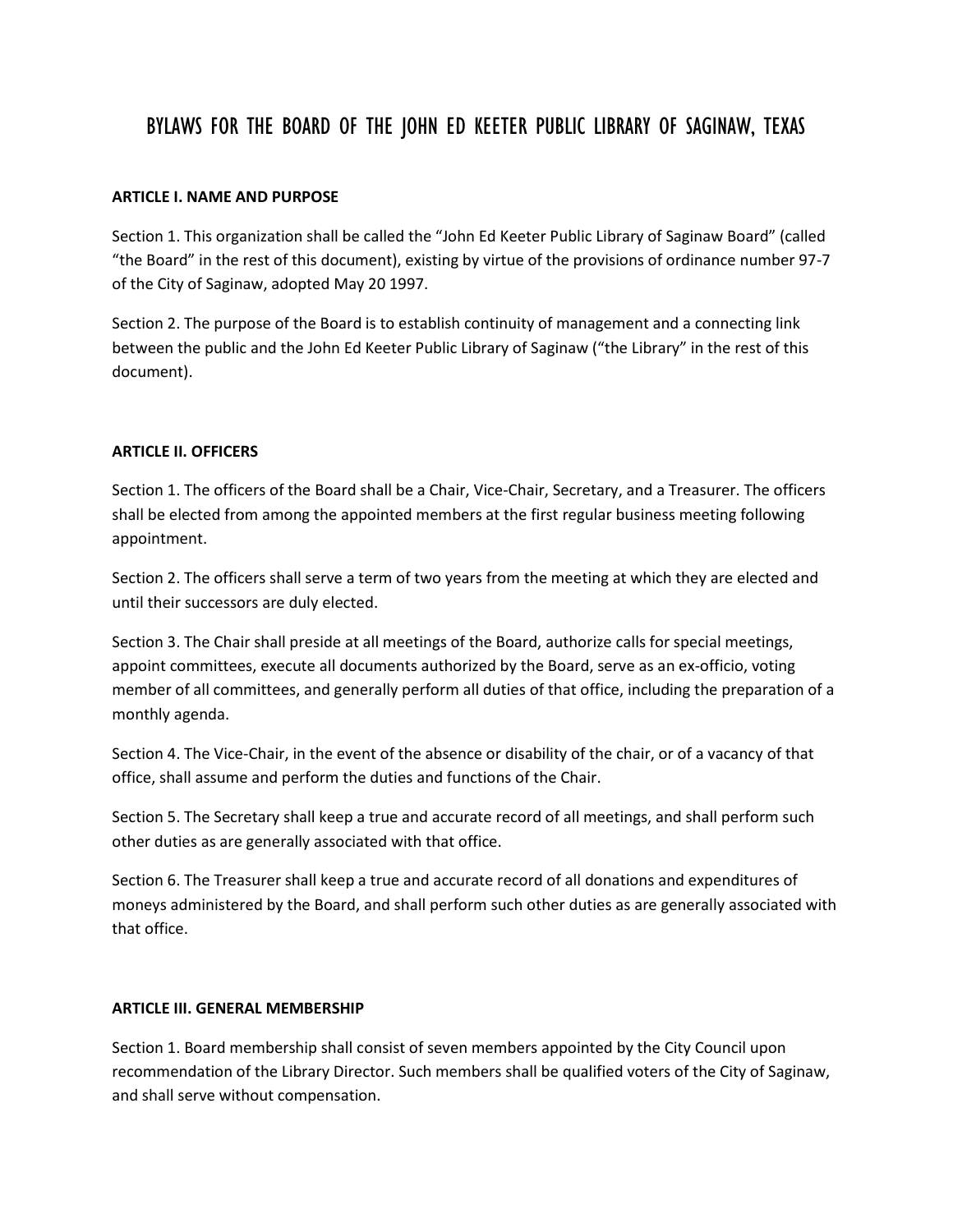# BYLAWS FOR THE BOARD OF THE JOHN ED KEETER PUBLIC LIBRARY OF SAGINAW, TEXAS

**ARTICLE I. NAME AND PURPOSE**

Section 1. This organization shall be called the "John Ed Keeter Public Library of Saginaw Board" (called "the Board" in the rest of this document), existing by virtue of the provisions of ordinance number 97-7 of the City of Saginaw, adopted May 20 1997.

Section 2. The purpose of the Board is to establish continuity of management and a connecting link between the public and the John Ed Keeter Public Library of Saginaw ("the Library" in the rest of this document).

**ARTICLE II. OFFICERS**

Section 1. The officers of the Board shall be a Chair, Vice-Chair, Secretary, and a Treasurer. The officers shall be elected from among the appointed members at the first regular business meeting following appointment.

Section 2. The officers shall serve a term of two years from the meeting at which they are elected and until their successors are duly elected.

Section 3. The Chair shall preside at all meetings of the Board, authorize calls for special meetings, appoint committees, execute all documents authorized by the Board, serve as an ex-officio, voting member of all committees, and generally perform all duties of that office, including the preparation of a monthly agenda.

Section 4. The Vice-Chair, in the event of the absence or disability of the chair, or of a vacancy of that office, shall assume and perform the duties and functions of the Chair.

Section 5. The Secretary shall keep a true and accurate record of all meetings, and shall perform such other duties as are generally associated with that office.

Section 6. The Treasurer shall keep a true and accurate record of all donations and expenditures of moneys administered by the Board, and shall perform such other duties as are generally associated with that office.

**ARTICLE III. GENERAL MEMBERSHIP**

Section 1. Board membership shall consist of seven members appointed by the City Council upon recommendation of the Library Director. Such members shall be qualified voters of the City of Saginaw, and shall serve without compensation.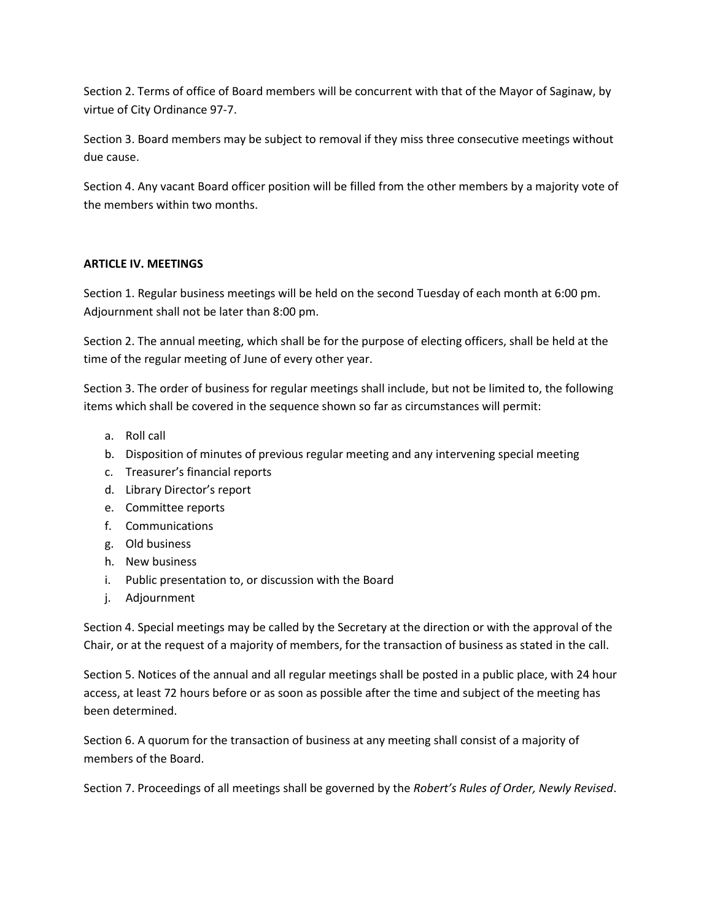Section 2. Terms of office of Board members will be concurrent with that of the Mayor of Saginaw, by virtue of City Ordinance 97-7.

Section 3. Board members may be subject to removal if they miss three consecutive meetings without due cause.

Section 4. Any vacant Board officer position will be filled from the other members by a majority vote of the members within two months.

**ARTICLE IV. MEETINGS**

Section 1. Regular business meetings will be held on the second Tuesday of each month at 6:00 pm. Adjournment shall not be later than 8:00 pm.

Section 2. The annual meeting, which shall be for the purpose of electing officers, shall be held at the time of the regular meeting of June of every other year.

Section 3. The order of business for regular meetings shall include, but not be limited to, the following items which shall be covered in the sequence shown so far as circumstances will permit:

a. Roll call
b. Disposition of minutes of previous regular meeting and any intervening special meeting
c. Treasurer's financial reports
d. Library Director's report
e. Committee reports
f. Communications
g. Old business
h. New business
i. Public presentation to, or discussion with the Board
j. Adjournment

Section 4. Special meetings may be called by the Secretary at the direction or with the approval of the Chair, or at the request of a majority of members, for the transaction of business as stated in the call.

Section 5. Notices of the annual and all regular meetings shall be posted in a public place, with 24 hour access, at least 72 hours before or as soon as possible after the time and subject of the meeting has been determined.

Section 6. A quorum for the transaction of business at any meeting shall consist of a majority of members of the Board.

Section 7. Proceedings of all meetings shall be governed by the *Robert's Rules of Order, Newly Revised*.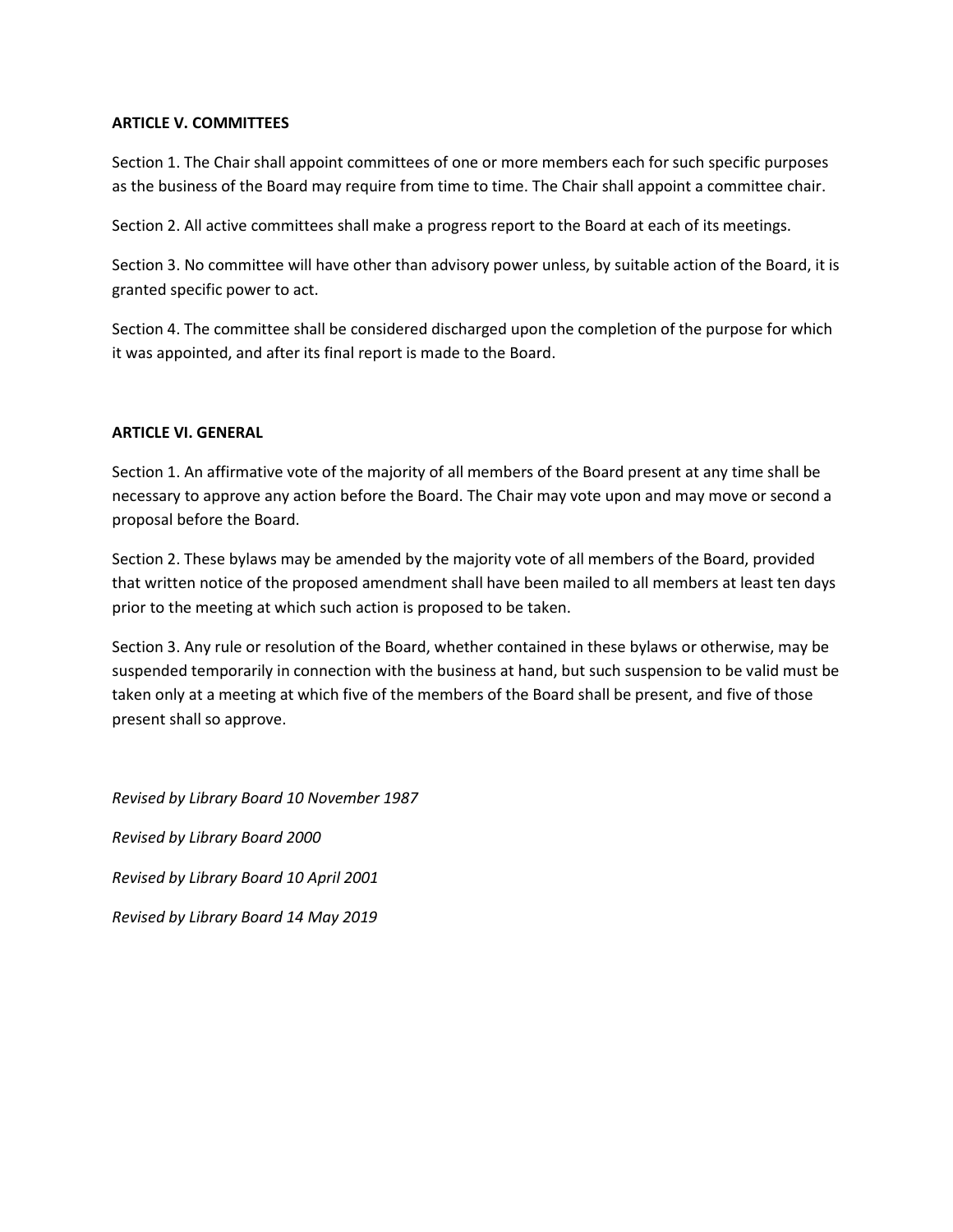**ARTICLE V. COMMITTEES**

Section 1. The Chair shall appoint committees of one or more members each for such specific purposes as the business of the Board may require from time to time. The Chair shall appoint a committee chair.

Section 2. All active committees shall make a progress report to the Board at each of its meetings.

Section 3. No committee will have other than advisory power unless, by suitable action of the Board, it is granted specific power to act.

Section 4. The committee shall be considered discharged upon the completion of the purpose for which it was appointed, and after its final report is made to the Board.

**ARTICLE VI. GENERAL**

Section 1. An affirmative vote of the majority of all members of the Board present at any time shall be necessary to approve any action before the Board. The Chair may vote upon and may move or second a proposal before the Board.

Section 2. These bylaws may be amended by the majority vote of all members of the Board, provided that written notice of the proposed amendment shall have been mailed to all members at least ten days prior to the meeting at which such action is proposed to be taken.

Section 3. Any rule or resolution of the Board, whether contained in these bylaws or otherwise, may be suspended temporarily in connection with the business at hand, but such suspension to be valid must be taken only at a meeting at which five of the members of the Board shall be present, and five of those present shall so approve.

*Revised by Library Board 10 November 1987*

*Revised by Library Board 2000*

*Revised by Library Board 10 April 2001*

*Revised by Library Board 14 May 2019*